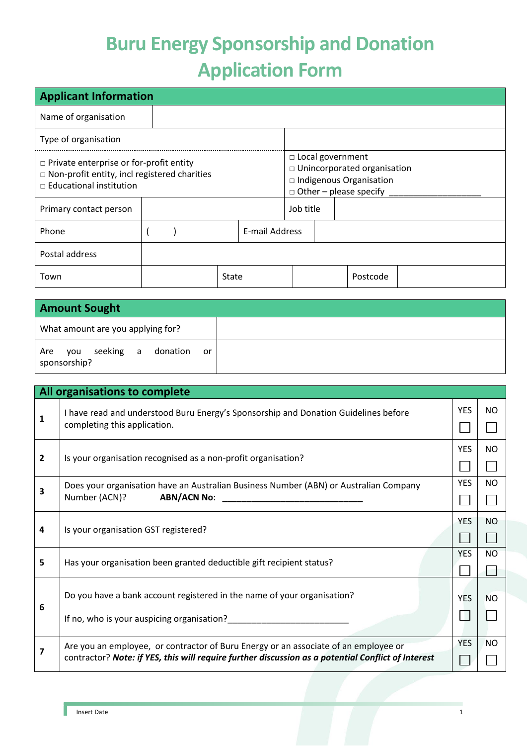# Buru Energy Sponsorship and Donation Application Form

| Applicant Information | | | | | |
|---|---|---|---|---|---|
| Name of organisation | | | | | |
| Type of organisation | | | | | |
| □ Private enterprise or for-profit entity<br>□ Non-profit entity, incl registered charities<br>□ Educational institution | | | □ Local government<br>□ Unincorporated organisation<br>□ Indigenous Organisation<br>□ Other – please specify ___________________ | | |
| Primary contact person | | | Job title | | |
| Phone | (     ) | | E-mail Address | | |
| Postal address | | | | | |
| Town | | State | | Postcode | |

| Amount Sought | |
|---|---|
| What amount are you applying for? | |
| Are you seeking a donation or sponsorship? | |

| All organisations to complete | | | |
|---|---|---|---|
| **1** | I have read and understood Buru Energy's Sponsorship and Donation Guidelines before completing this application. | YES ☐ | NO ☐ |
| **2** | Is your organisation recognised as a non-profit organisation? | YES ☐ | NO ☐ |
| **3** | Does your organisation have an Australian Business Number (ABN) or Australian Company Number (ACN)? **ABN/ACN No**: ______________________________ | YES ☐ | NO ☐ |
| **4** | Is your organisation GST registered? | YES ☐ | NO ☐ |
| **5** | Has your organisation been granted deductible gift recipient status? | YES ☐ | NO ☐ |
| **6** | Do you have a bank account registered in the name of your organisation?<br><br>If no, who is your auspicing organisation?_________________________ | YES ☐ | NO ☐ |
| **7** | Are you an employee, or contractor of Buru Energy or an associate of an employee or contractor? ***Note: if YES, this will require further discussion as a potential Conflict of Interest*** | YES ☐ | NO ☐ |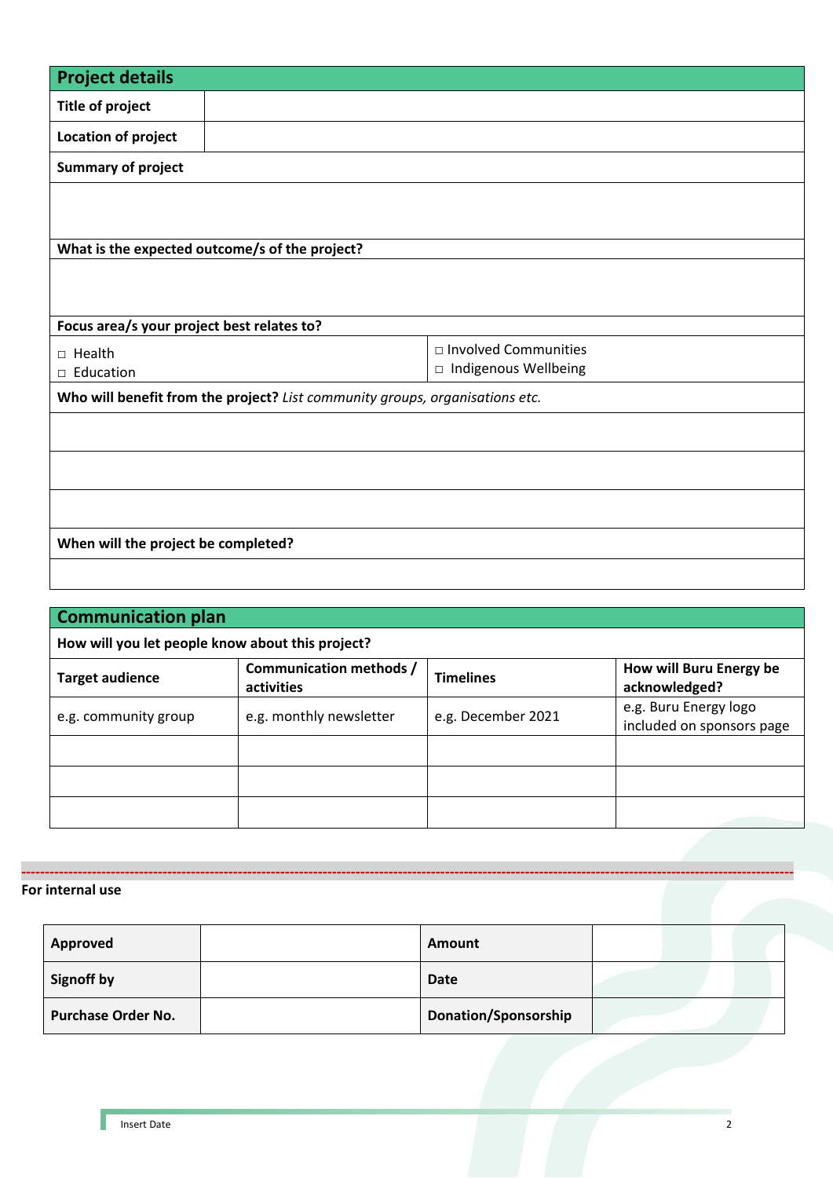## Project details

| Title of project | |
|---|---|
| Location of project | |

**Summary of project**

**What is the expected outcome/s of the project?**

**Focus area/s your project best relates to?**

| | |
|---|---|
| □ Health<br>□ Education | □ Involved Communities<br>□ Indigenous Wellbeing |

**Who will benefit from the project?** *List community groups, organisations etc.*

**When will the project be completed?**

## Communication plan

**How will you let people know about this project?**

| Target audience | Communication methods / activities | Timelines | How will Buru Energy be acknowledged? |
|---|---|---|---|
| e.g. community group | e.g. monthly newsletter | e.g. December 2021 | e.g. Buru Energy logo included on sponsors page |
| | | | |
| | | | |
| | | | |

---

**For internal use**

| Approved | | Amount | |
|---|---|---|---|
| Signoff by | | Date | |
| Purchase Order No. | | Donation/Sponsorship | |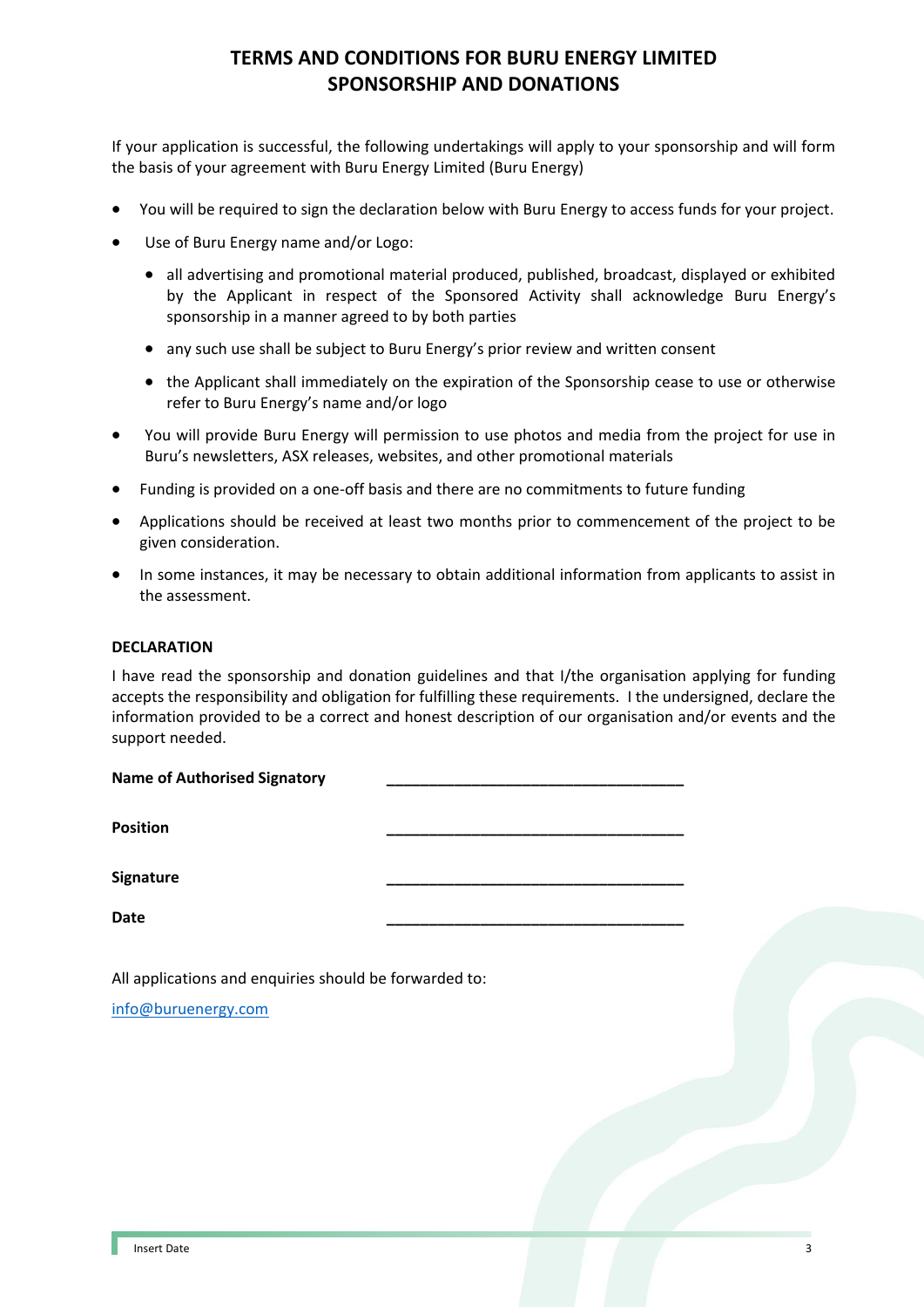# TERMS AND CONDITIONS FOR BURU ENERGY LIMITED SPONSORSHIP AND DONATIONS

If your application is successful, the following undertakings will apply to your sponsorship and will form the basis of your agreement with Buru Energy Limited (Buru Energy)

- You will be required to sign the declaration below with Buru Energy to access funds for your project.
- Use of Buru Energy name and/or Logo:
  - all advertising and promotional material produced, published, broadcast, displayed or exhibited by the Applicant in respect of the Sponsored Activity shall acknowledge Buru Energy's sponsorship in a manner agreed to by both parties
  - any such use shall be subject to Buru Energy's prior review and written consent
  - the Applicant shall immediately on the expiration of the Sponsorship cease to use or otherwise refer to Buru Energy's name and/or logo
- You will provide Buru Energy will permission to use photos and media from the project for use in Buru's newsletters, ASX releases, websites, and other promotional materials
- Funding is provided on a one-off basis and there are no commitments to future funding
- Applications should be received at least two months prior to commencement of the project to be given consideration.
- In some instances, it may be necessary to obtain additional information from applicants to assist in the assessment.

**DECLARATION**

I have read the sponsorship and donation guidelines and that I/the organisation applying for funding accepts the responsibility and obligation for fulfilling these requirements. I the undersigned, declare the information provided to be a correct and honest description of our organisation and/or events and the support needed.

**Name of Authorised Signatory** ___________________________________

**Position** ___________________________________

**Signature** ___________________________________

**Date** ___________________________________

All applications and enquiries should be forwarded to:

info@buruenergy.com